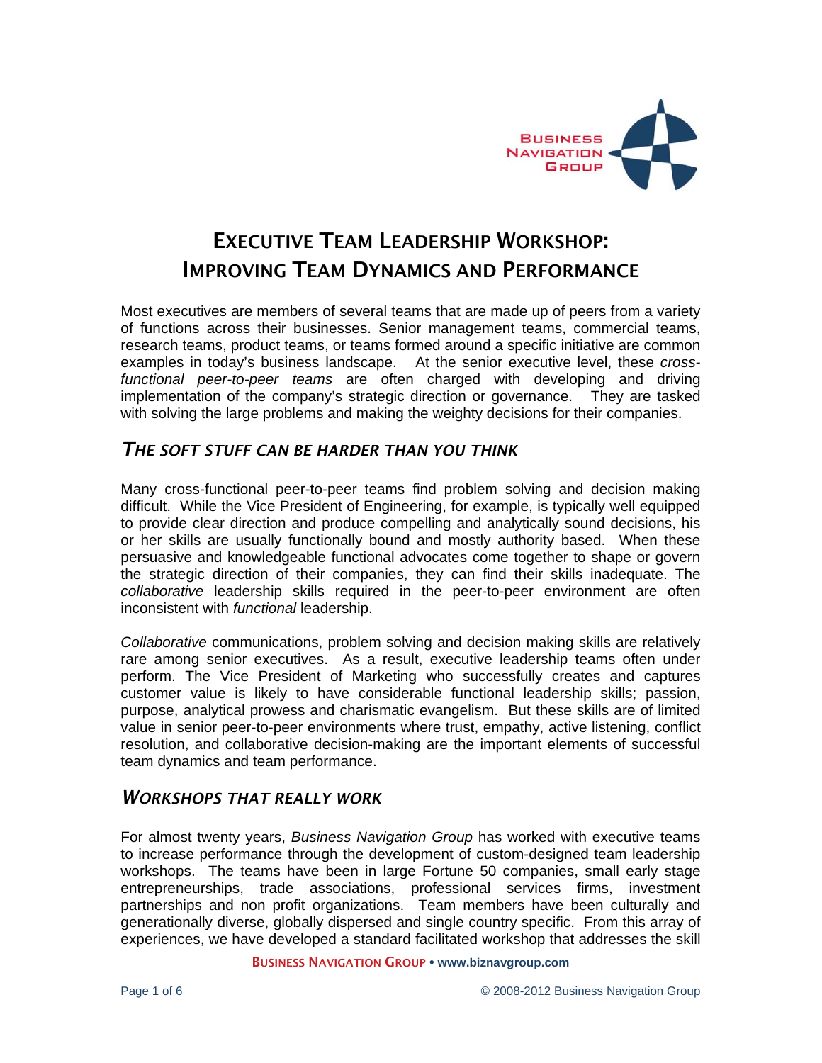# Executive Team Leadership Workshop: Improving Team Dynamics and Performance

Most executives are members of several teams that are made up of peers from a variety of functions across their businesses. Senior management teams, commercial teams, research teams, product teams, or teams formed around a specific initiative are common examples in today's business landscape. At the senior executive level, these *cross-functional peer-to-peer teams* are often charged with developing and driving implementation of the company's strategic direction or governance. They are tasked with solving the large problems and making the weighty decisions for their companies.

## *The Soft Stuff Can Be Harder Than You Think*

Many cross-functional peer-to-peer teams find problem solving and decision making difficult. While the Vice President of Engineering, for example, is typically well equipped to provide clear direction and produce compelling and analytically sound decisions, his or her skills are usually functionally bound and mostly authority based. When these persuasive and knowledgeable functional advocates come together to shape or govern the strategic direction of their companies, they can find their skills inadequate. The *collaborative* leadership skills required in the peer-to-peer environment are often inconsistent with *functional* leadership.

*Collaborative* communications, problem solving and decision making skills are relatively rare among senior executives. As a result, executive leadership teams often under perform. The Vice President of Marketing who successfully creates and captures customer value is likely to have considerable functional leadership skills; passion, purpose, analytical prowess and charismatic evangelism. But these skills are of limited value in senior peer-to-peer environments where trust, empathy, active listening, conflict resolution, and collaborative decision-making are the important elements of successful team dynamics and team performance.

## *Workshops That Really Work*

For almost twenty years, *Business Navigation Group* has worked with executive teams to increase performance through the development of custom-designed team leadership workshops. The teams have been in large Fortune 50 companies, small early stage entrepreneurships, trade associations, professional services firms, investment partnerships and non profit organizations. Team members have been culturally and generationally diverse, globally dispersed and single country specific. From this array of experiences, we have developed a standard facilitated workshop that addresses the skill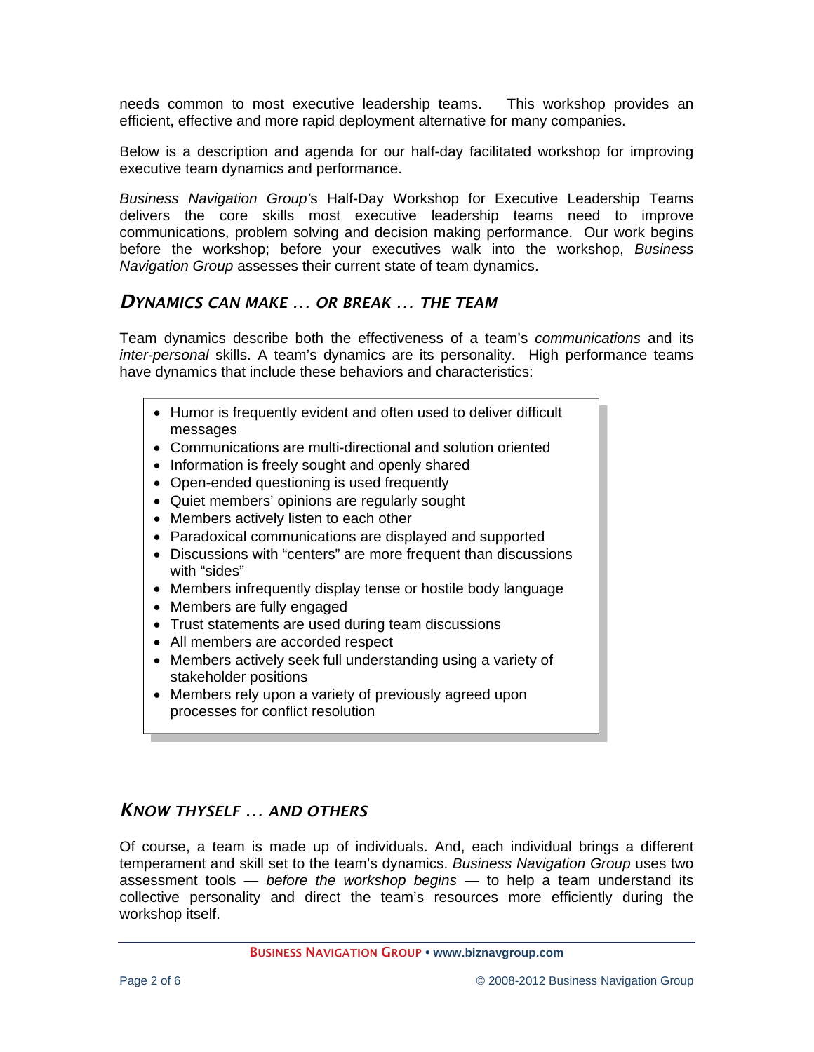needs common to most executive leadership teams. This workshop provides an efficient, effective and more rapid deployment alternative for many companies.

Below is a description and agenda for our half-day facilitated workshop for improving executive team dynamics and performance.

*Business Navigation Group's* Half-Day Workshop for Executive Leadership Teams delivers the core skills most executive leadership teams need to improve communications, problem solving and decision making performance. Our work begins before the workshop; before your executives walk into the workshop, *Business Navigation Group* assesses their current state of team dynamics.

## *Dynamics Can Make … or Break … the Team*

Team dynamics describe both the effectiveness of a team's *communications* and its *inter-personal* skills. A team's dynamics are its personality. High performance teams have dynamics that include these behaviors and characteristics:

- Humor is frequently evident and often used to deliver difficult messages
- Communications are multi-directional and solution oriented
- Information is freely sought and openly shared
- Open-ended questioning is used frequently
- Quiet members' opinions are regularly sought
- Members actively listen to each other
- Paradoxical communications are displayed and supported
- Discussions with "centers" are more frequent than discussions with "sides"
- Members infrequently display tense or hostile body language
- Members are fully engaged
- Trust statements are used during team discussions
- All members are accorded respect
- Members actively seek full understanding using a variety of stakeholder positions
- Members rely upon a variety of previously agreed upon processes for conflict resolution

## *Know Thyself … and Others*

Of course, a team is made up of individuals. And, each individual brings a different temperament and skill set to the team's dynamics. *Business Navigation Group* uses two assessment tools — *before the workshop begins* — to help a team understand its collective personality and direct the team's resources more efficiently during the workshop itself.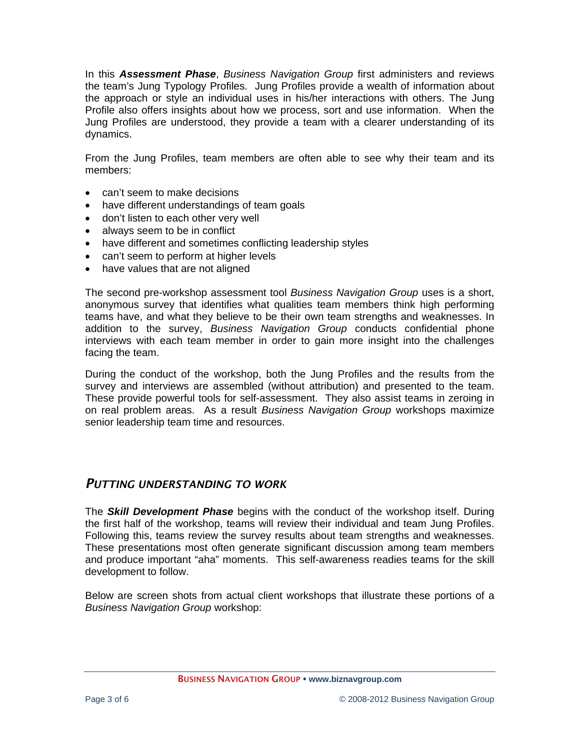In this ***Assessment Phase***, *Business Navigation Group* first administers and reviews the team's Jung Typology Profiles. Jung Profiles provide a wealth of information about the approach or style an individual uses in his/her interactions with others. The Jung Profile also offers insights about how we process, sort and use information. When the Jung Profiles are understood, they provide a team with a clearer understanding of its dynamics.

From the Jung Profiles, team members are often able to see why their team and its members:

- can't seem to make decisions
- have different understandings of team goals
- don't listen to each other very well
- always seem to be in conflict
- have different and sometimes conflicting leadership styles
- can't seem to perform at higher levels
- have values that are not aligned

The second pre-workshop assessment tool *Business Navigation Group* uses is a short, anonymous survey that identifies what qualities team members think high performing teams have, and what they believe to be their own team strengths and weaknesses. In addition to the survey, *Business Navigation Group* conducts confidential phone interviews with each team member in order to gain more insight into the challenges facing the team.

During the conduct of the workshop, both the Jung Profiles and the results from the survey and interviews are assembled (without attribution) and presented to the team. These provide powerful tools for self-assessment. They also assist teams in zeroing in on real problem areas. As a result *Business Navigation Group* workshops maximize senior leadership team time and resources.

## *PUTTING UNDERSTANDING TO WORK*

The ***Skill Development Phase*** begins with the conduct of the workshop itself. During the first half of the workshop, teams will review their individual and team Jung Profiles. Following this, teams review the survey results about team strengths and weaknesses. These presentations most often generate significant discussion among team members and produce important "aha" moments. This self-awareness readies teams for the skill development to follow.

Below are screen shots from actual client workshops that illustrate these portions of a *Business Navigation Group* workshop: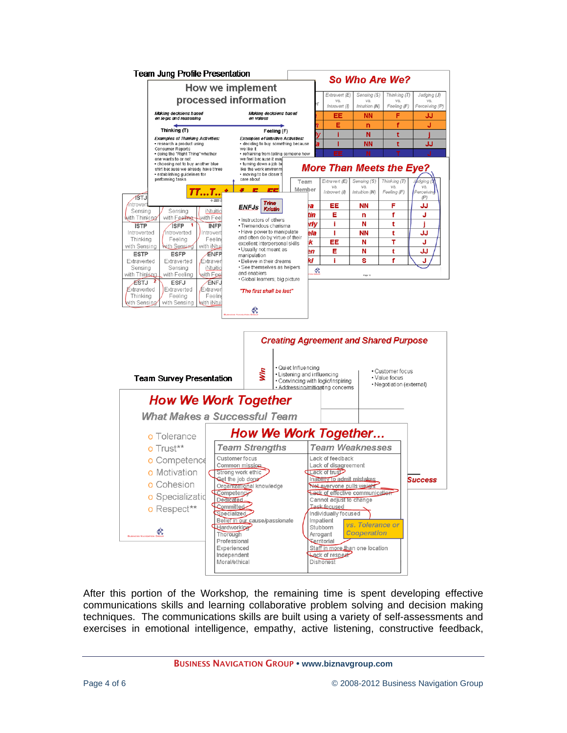Team Jung Profile Presentation

Team Survey Presentation

After this portion of the Workshop, the remaining time is spent developing effective communications skills and learning collaborative problem solving and decision making techniques. The communications skills are built using a variety of self-assessments and exercises in emotional intelligence, empathy, active listening, constructive feedback,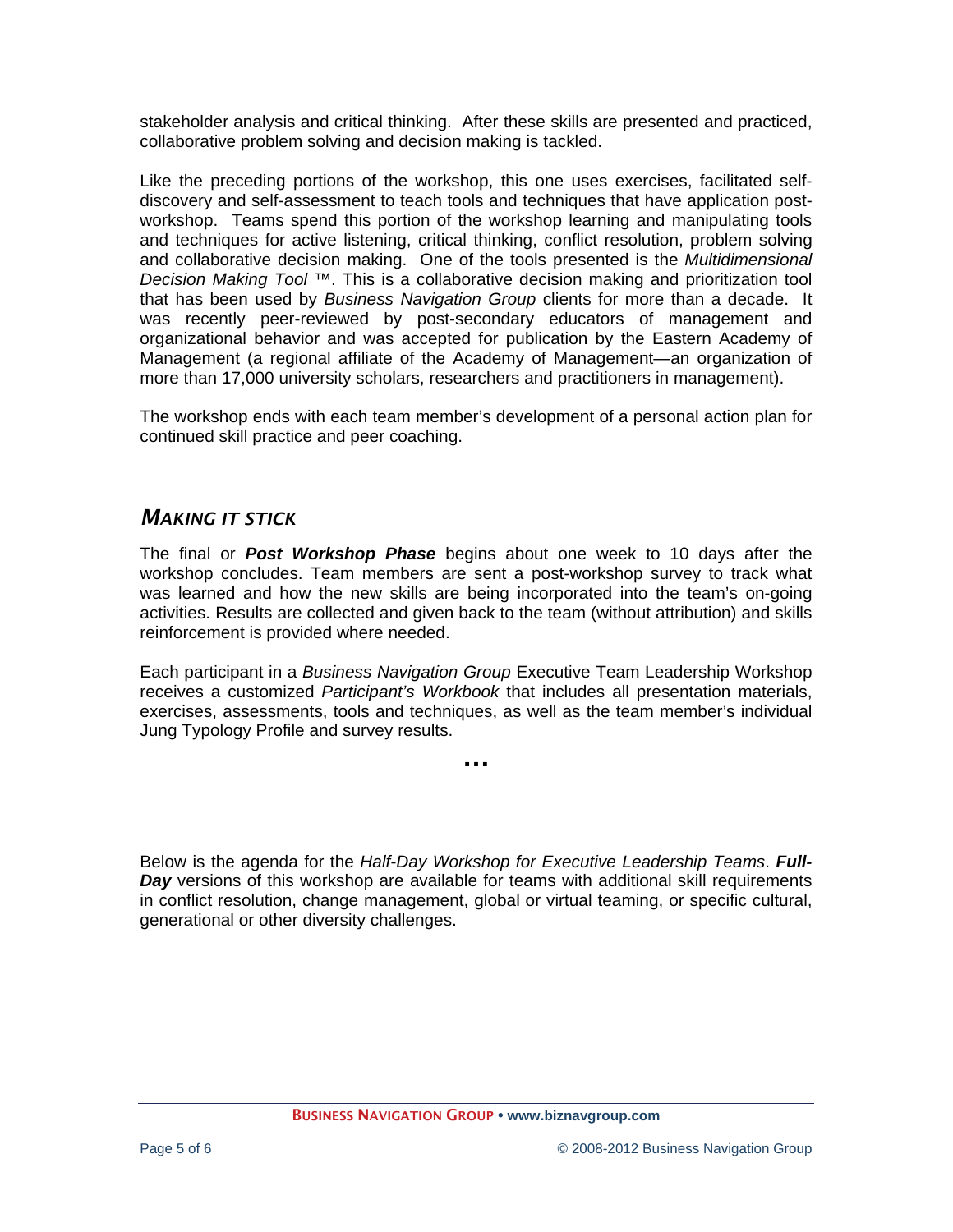stakeholder analysis and critical thinking. After these skills are presented and practiced, collaborative problem solving and decision making is tackled.

Like the preceding portions of the workshop, this one uses exercises, facilitated self-discovery and self-assessment to teach tools and techniques that have application post-workshop. Teams spend this portion of the workshop learning and manipulating tools and techniques for active listening, critical thinking, conflict resolution, problem solving and collaborative decision making. One of the tools presented is the *Multidimensional Decision Making Tool* ™. This is a collaborative decision making and prioritization tool that has been used by *Business Navigation Group* clients for more than a decade. It was recently peer-reviewed by post-secondary educators of management and organizational behavior and was accepted for publication by the Eastern Academy of Management (a regional affiliate of the Academy of Management—an organization of more than 17,000 university scholars, researchers and practitioners in management).

The workshop ends with each team member's development of a personal action plan for continued skill practice and peer coaching.

## *MAKING IT STICK*

The final or ***Post Workshop Phase*** begins about one week to 10 days after the workshop concludes. Team members are sent a post-workshop survey to track what was learned and how the new skills are being incorporated into the team's on-going activities. Results are collected and given back to the team (without attribution) and skills reinforcement is provided where needed.

Each participant in a *Business Navigation Group* Executive Team Leadership Workshop receives a customized *Participant's Workbook* that includes all presentation materials, exercises, assessments, tools and techniques, as well as the team member's individual Jung Typology Profile and survey results.

…

Below is the agenda for the *Half-Day Workshop for Executive Leadership Teams*. ***Full-Day*** versions of this workshop are available for teams with additional skill requirements in conflict resolution, change management, global or virtual teaming, or specific cultural, generational or other diversity challenges.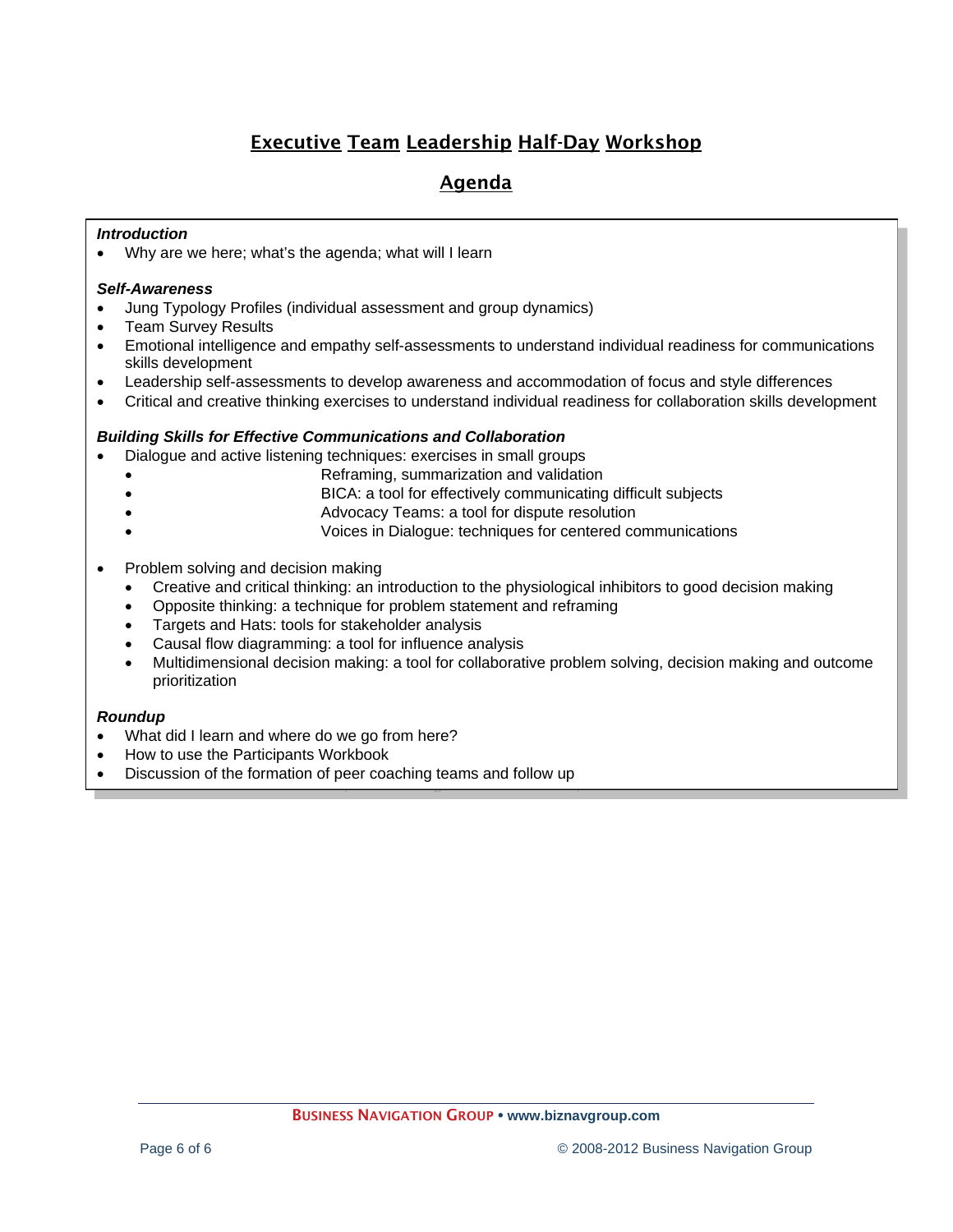# Executive Team Leadership Half-Day Workshop

## Agenda

***Introduction***

- Why are we here; what's the agenda; what will I learn

***Self-Awareness***

- Jung Typology Profiles (individual assessment and group dynamics)
- Team Survey Results
- Emotional intelligence and empathy self-assessments to understand individual readiness for communications skills development
- Leadership self-assessments to develop awareness and accommodation of focus and style differences
- Critical and creative thinking exercises to understand individual readiness for collaboration skills development

***Building Skills for Effective Communications and Collaboration***

- Dialogue and active listening techniques: exercises in small groups
  - Reframing, summarization and validation
  - BICA: a tool for effectively communicating difficult subjects
  - Advocacy Teams: a tool for dispute resolution
  - Voices in Dialogue: techniques for centered communications
- Problem solving and decision making
  - Creative and critical thinking: an introduction to the physiological inhibitors to good decision making
  - Opposite thinking: a technique for problem statement and reframing
  - Targets and Hats: tools for stakeholder analysis
  - Causal flow diagramming: a tool for influence analysis
  - Multidimensional decision making: a tool for collaborative problem solving, decision making and outcome prioritization

***Roundup***

- What did I learn and where do we go from here?
- How to use the Participants Workbook
- Discussion of the formation of peer coaching teams and follow up